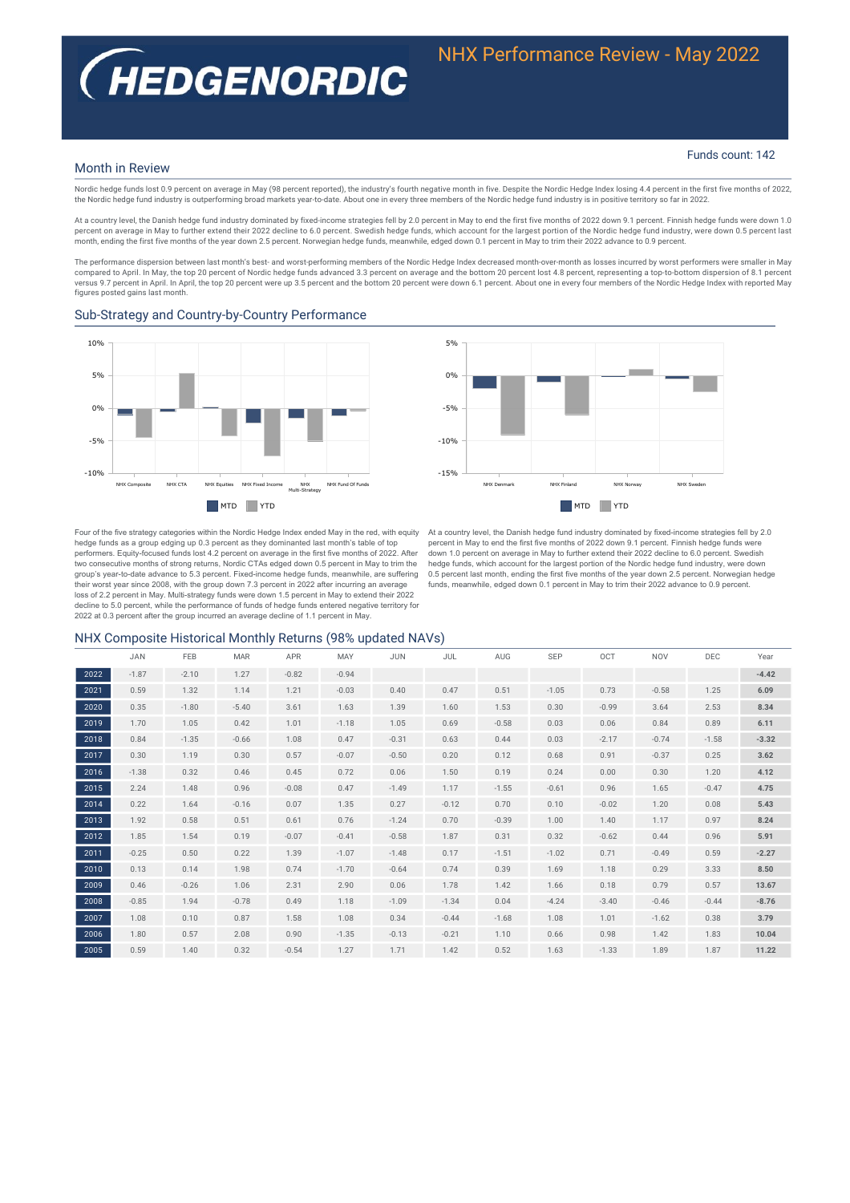# HEDGENORDIC

## NHX Performance Review - May 2022

Funds count: 142

## Month in Review

Nordic hedge funds lost 0.9 percent on average in May (98 percent reported), the industry's fourth negative month in five. Despite the Nordic Hedge Index losing 4.4 percent in the first five months of 2022, the Nordic hedge fund industry is outperforming broad markets year-to-date. About one in every three members of the Nordic hedge fund industry is in positive territory so far in 2022.

At a country level, the Danish hedge fund industry dominated by fixed-income strategies fell by 2.0 percent in May to end the first five months of 2022 down 9.1 percent. Finnish hedge funds were down 1.0 percent on average in May to further extend their 2022 decline to 6.0 percent. Swedish hedge funds, which account for the largest portion of the Nordic hedge fund industry, were down 0.5 percent last month, ending the first five months of the year down 2.5 percent. Norwegian hedge funds, meanwhile, edged down 0.1 percent in May to trim their 2022 advance to 0.9 percent.

The performance dispersion between last month's best- and worst-performing members of the Nordic Hedge Index decreased month-over-month as losses incurred by worst performers were smaller in May compared to April. In May, the top 20 percent of Nordic hedge funds advanced 3.3 percent on average and the bottom 20 percent lost 4.8 percent, representing a top-to-bottom dispersion of 8.1 percent versus 9.7 percent in April. In April, the top 20 percent were up 3.5 percent and the bottom 20 percent were down 6.1 percent. About one in every four members of the Nordic Hedge Index with reported May figures posted gains last month.

## Sub-Strategy and Country-by-Country Performance

Four of the five strategy categories within the Nordic Hedge Index ended May in the red, with equity hedge funds as a group edging up 0.3 percent as they dominated last month's table of top performers. Equity-focused funds lost 4.2 percent on average in the first five months of 2022. After two consecutive months of strong returns, Nordic CTAs edged down 0.5 percent in May to trim the group's year-to-date advance to 5.3 percent. Fixed-income hedge funds, meanwhile, are suffering their worst year since 2008, with the group down 7.3 percent in 2022 after incurring an average loss of 2.2 percent in May. Multi-strategy funds were down 1.5 percent in May to extend their 2022 decline to 5.0 percent, while the performance of funds of hedge funds entered negative territory for 2022 at 0.3 percent after the group incurred an average decline of 1.1 percent in May.

At a country level, the Danish hedge fund industry dominated by fixed-income strategies fell by 2.0 percent in May to end the first five months of 2022 down 9.1 percent. Finnish hedge funds were down 1.0 percent on average in May to further extend their 2022 decline to 6.0 percent. Swedish hedge funds, which account for the largest portion of the Nordic hedge fund industry, were down 0.5 percent last month, ending the first five months of the year down 2.5 percent. Norwegian hedge funds, meanwhile, edged down 0.1 percent in May to trim their 2022 advance to 0.9 percent.

## NHX Composite Historical Monthly Returns (98% updated NAVs)

| | JAN | FEB | MAR | APR | MAY | JUN | JUL | AUG | SEP | OCT | NOV | DEC | Year |
|---|---|---|---|---|---|---|---|---|---|---|---|---|---|
| 2022 | -1.87 | -2.10 | 1.27 | -0.82 | -0.94 | | | | | | | | **-4.42** |
| 2021 | 0.59 | 1.32 | 1.14 | 1.21 | -0.03 | 0.40 | 0.47 | 0.51 | -1.05 | 0.73 | -0.58 | 1.25 | **6.09** |
| 2020 | 0.35 | -1.80 | -5.40 | 3.61 | 1.63 | 1.39 | 1.60 | 1.53 | 0.30 | -0.99 | 3.64 | 2.53 | **8.34** |
| 2019 | 1.70 | 1.05 | 0.42 | 1.01 | -1.18 | 1.05 | 0.69 | -0.58 | 0.03 | 0.06 | 0.84 | 0.89 | **6.11** |
| 2018 | 0.84 | -1.35 | -0.66 | 1.08 | 0.47 | -0.31 | 0.63 | 0.44 | 0.03 | -2.17 | -0.74 | -1.58 | **-3.32** |
| 2017 | 0.30 | 1.19 | 0.30 | 0.57 | -0.07 | -0.50 | 0.20 | 0.12 | 0.68 | 0.91 | -0.37 | 0.25 | **3.62** |
| 2016 | -1.38 | 0.32 | 0.46 | 0.45 | 0.72 | 0.06 | 1.50 | 0.19 | 0.24 | 0.00 | 0.30 | 1.20 | **4.12** |
| 2015 | 2.24 | 1.48 | 0.96 | -0.08 | 0.47 | -1.49 | 1.17 | -1.55 | -0.61 | 0.96 | 1.65 | -0.47 | **4.75** |
| 2014 | 0.22 | 1.64 | -0.16 | 0.07 | 1.35 | 0.27 | -0.12 | 0.70 | 0.10 | -0.02 | 1.20 | 0.08 | **5.43** |
| 2013 | 1.92 | 0.58 | 0.51 | 0.61 | 0.76 | -1.24 | 0.70 | -0.39 | 1.00 | 1.40 | 1.17 | 0.97 | **8.24** |
| 2012 | 1.85 | 1.54 | 0.19 | -0.07 | -0.41 | -0.58 | 1.87 | 0.31 | 0.32 | -0.62 | 0.44 | 0.96 | **5.91** |
| 2011 | -0.25 | 0.50 | 0.22 | 1.39 | -1.07 | -1.48 | 0.17 | -1.51 | -1.02 | 0.71 | -0.49 | 0.59 | **-2.27** |
| 2010 | 0.13 | 0.14 | 1.98 | 0.74 | -1.70 | -0.64 | 0.74 | 0.39 | 1.69 | 1.18 | 0.29 | 3.33 | **8.50** |
| 2009 | 0.46 | -0.26 | 1.06 | 2.31 | 2.90 | 0.06 | 1.78 | 1.42 | 1.66 | 0.18 | 0.79 | 0.57 | **13.67** |
| 2008 | -0.85 | 1.94 | -0.78 | 0.49 | 1.18 | -1.09 | -1.34 | 0.04 | -4.24 | -3.40 | -0.46 | -0.44 | **-8.76** |
| 2007 | 1.08 | 0.10 | 0.87 | 1.58 | 1.08 | 0.34 | -0.44 | -1.68 | 1.08 | 1.01 | -1.62 | 0.38 | **3.79** |
| 2006 | 1.80 | 0.57 | 2.08 | 0.90 | -1.35 | -0.13 | -0.21 | 1.10 | 0.66 | 0.98 | 1.42 | 1.83 | **10.04** |
| 2005 | 0.59 | 1.40 | 0.32 | -0.54 | 1.27 | 1.71 | 1.42 | 0.52 | 1.63 | -1.33 | 1.89 | 1.87 | **11.22** |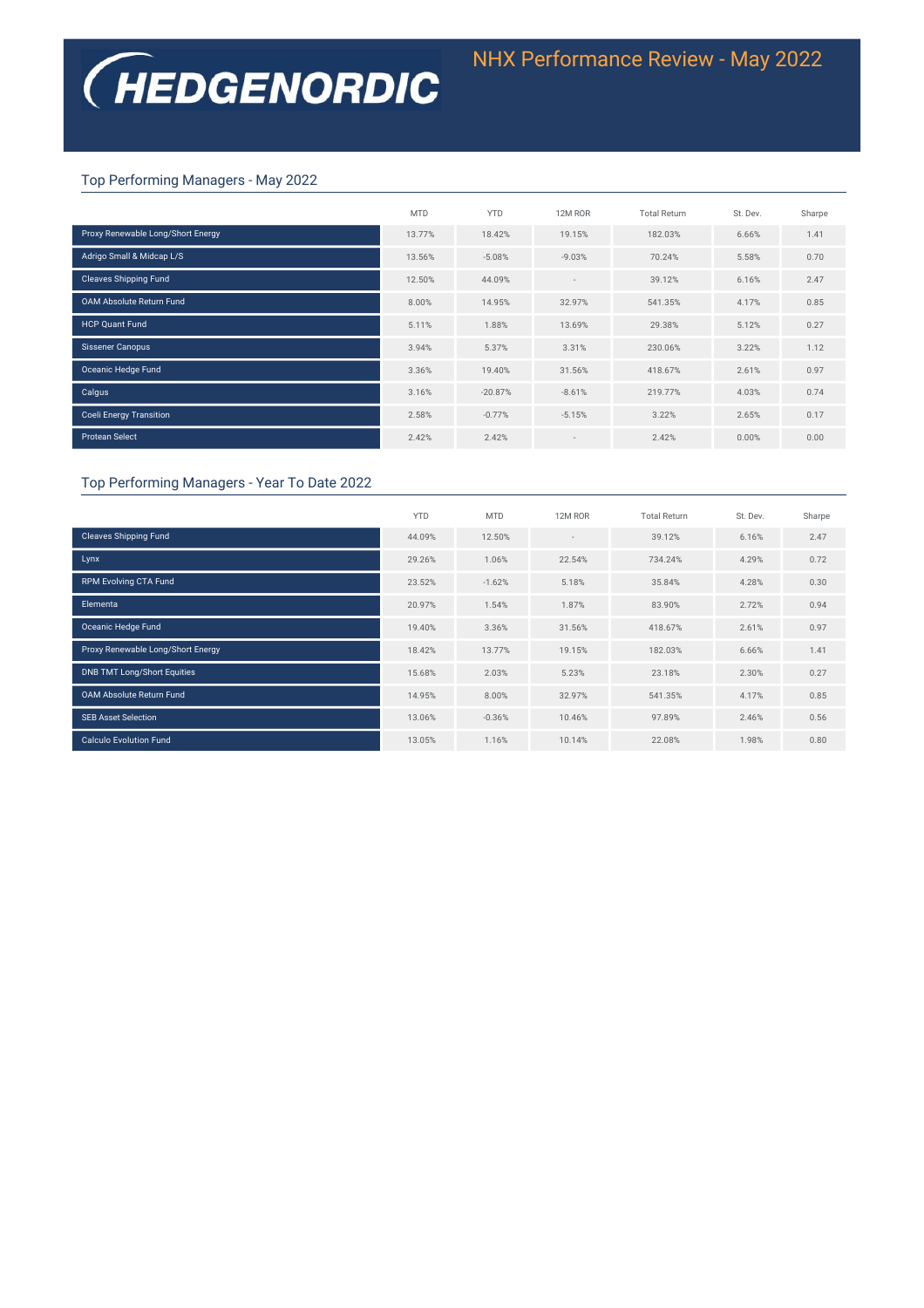# NHX Performance Review - May 2022

## Top Performing Managers - May 2022

| | MTD | YTD | 12M ROR | Total Return | St. Dev. | Sharpe |
|---|---|---|---|---|---|---|
| Proxy Renewable Long/Short Energy | 13.77% | 18.42% | 19.15% | 182.03% | 6.66% | 1.41 |
| Adrigo Small & Midcap L/S | 13.56% | -5.08% | -9.03% | 70.24% | 5.58% | 0.70 |
| Cleaves Shipping Fund | 12.50% | 44.09% | - | 39.12% | 6.16% | 2.47 |
| OAM Absolute Return Fund | 8.00% | 14.95% | 32.97% | 541.35% | 4.17% | 0.85 |
| HCP Quant Fund | 5.11% | 1.88% | 13.69% | 29.38% | 5.12% | 0.27 |
| Sissener Canopus | 3.94% | 5.37% | 3.31% | 230.06% | 3.22% | 1.12 |
| Oceanic Hedge Fund | 3.36% | 19.40% | 31.56% | 418.67% | 2.61% | 0.97 |
| Calgus | 3.16% | -20.87% | -8.61% | 219.77% | 4.03% | 0.74 |
| Coeli Energy Transition | 2.58% | -0.77% | -5.15% | 3.22% | 2.65% | 0.17 |
| Protean Select | 2.42% | 2.42% | - | 2.42% | 0.00% | 0.00 |

## Top Performing Managers - Year To Date 2022

| | YTD | MTD | 12M ROR | Total Return | St. Dev. | Sharpe |
|---|---|---|---|---|---|---|
| Cleaves Shipping Fund | 44.09% | 12.50% | - | 39.12% | 6.16% | 2.47 |
| Lynx | 29.26% | 1.06% | 22.54% | 734.24% | 4.29% | 0.72 |
| RPM Evolving CTA Fund | 23.52% | -1.62% | 5.18% | 35.84% | 4.28% | 0.30 |
| Elementa | 20.97% | 1.54% | 1.87% | 83.90% | 2.72% | 0.94 |
| Oceanic Hedge Fund | 19.40% | 3.36% | 31.56% | 418.67% | 2.61% | 0.97 |
| Proxy Renewable Long/Short Energy | 18.42% | 13.77% | 19.15% | 182.03% | 6.66% | 1.41 |
| DNB TMT Long/Short Equities | 15.68% | 2.03% | 5.23% | 23.18% | 2.30% | 0.27 |
| OAM Absolute Return Fund | 14.95% | 8.00% | 32.97% | 541.35% | 4.17% | 0.85 |
| SEB Asset Selection | 13.06% | -0.36% | 10.46% | 97.89% | 2.46% | 0.56 |
| Calculo Evolution Fund | 13.05% | 1.16% | 10.14% | 22.08% | 1.98% | 0.80 |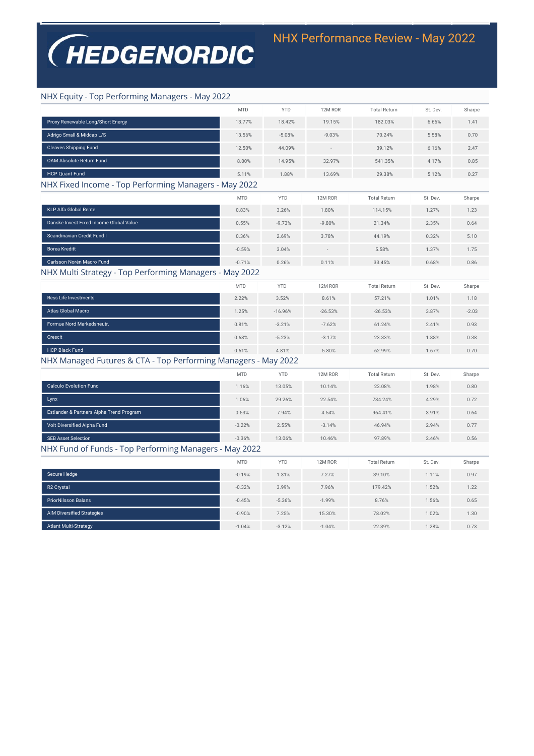HEDGENORDIC

# NHX Performance Review - May 2022

## NHX Equity - Top Performing Managers - May 2022

| | MTD | YTD | 12M ROR | Total Return | St. Dev. | Sharpe |
|---|---|---|---|---|---|---|
| Proxy Renewable Long/Short Energy | 13.77% | 18.42% | 19.15% | 182.03% | 6.66% | 1.41 |
| Adrigo Small & Midcap L/S | 13.56% | -5.08% | -9.03% | 70.24% | 5.58% | 0.70 |
| Cleaves Shipping Fund | 12.50% | 44.09% | - | 39.12% | 6.16% | 2.47 |
| OAM Absolute Return Fund | 8.00% | 14.95% | 32.97% | 541.35% | 4.17% | 0.85 |
| HCP Quant Fund | 5.11% | 1.88% | 13.69% | 29.38% | 5.12% | 0.27 |

## NHX Fixed Income - Top Performing Managers - May 2022

| | MTD | YTD | 12M ROR | Total Return | St. Dev. | Sharpe |
|---|---|---|---|---|---|---|
| KLP Alfa Global Rente | 0.83% | 3.26% | 1.80% | 114.15% | 1.27% | 1.23 |
| Danske Invest Fixed Income Global Value | 0.55% | -9.73% | -9.80% | 21.34% | 2.35% | 0.64 |
| Scandinavian Credit Fund I | 0.36% | 2.69% | 3.78% | 44.19% | 0.32% | 5.10 |
| Borea Kreditt | -0.59% | 3.04% | - | 5.58% | 1.37% | 1.75 |
| Carlsson Norén Macro Fund | -0.71% | 0.26% | 0.11% | 33.45% | 0.68% | 0.86 |

## NHX Multi Strategy - Top Performing Managers - May 2022

| | MTD | YTD | 12M ROR | Total Return | St. Dev. | Sharpe |
|---|---|---|---|---|---|---|
| Ress Life Investments | 2.22% | 3.52% | 8.61% | 57.21% | 1.01% | 1.18 |
| Atlas Global Macro | 1.25% | -16.96% | -26.53% | -26.53% | 3.87% | -2.03 |
| Formue Nord Markedsneutr. | 0.81% | -3.21% | -7.62% | 61.24% | 2.41% | 0.93 |
| Crescit | 0.68% | -5.23% | -3.17% | 23.33% | 1.88% | 0.38 |
| HCP Black Fund | 0.61% | 4.81% | 5.80% | 62.99% | 1.67% | 0.70 |

## NHX Managed Futures & CTA - Top Performing Managers - May 2022

| | MTD | YTD | 12M ROR | Total Return | St. Dev. | Sharpe |
|---|---|---|---|---|---|---|
| Calculo Evolution Fund | 1.16% | 13.05% | 10.14% | 22.08% | 1.98% | 0.80 |
| Lynx | 1.06% | 29.26% | 22.54% | 734.24% | 4.29% | 0.72 |
| Estlander & Partners Alpha Trend Program | 0.53% | 7.94% | 4.54% | 964.41% | 3.91% | 0.64 |
| Volt Diversified Alpha Fund | -0.22% | 2.55% | -3.14% | 46.94% | 2.94% | 0.77 |
| SEB Asset Selection | -0.36% | 13.06% | 10.46% | 97.89% | 2.46% | 0.56 |

## NHX Fund of Funds - Top Performing Managers - May 2022

| | MTD | YTD | 12M ROR | Total Return | St. Dev. | Sharpe |
|---|---|---|---|---|---|---|
| Secure Hedge | -0.19% | 1.31% | 7.27% | 39.10% | 1.11% | 0.97 |
| R2 Crystal | -0.32% | 3.99% | 7.96% | 179.42% | 1.52% | 1.22 |
| PriorNilsson Balans | -0.45% | -5.36% | -1.99% | 8.76% | 1.56% | 0.65 |
| AIM Diversified Strategies | -0.90% | 7.25% | 15.30% | 78.02% | 1.02% | 1.30 |
| Atlant Multi-Strategy | -1.04% | -3.12% | -1.04% | 22.39% | 1.28% | 0.73 |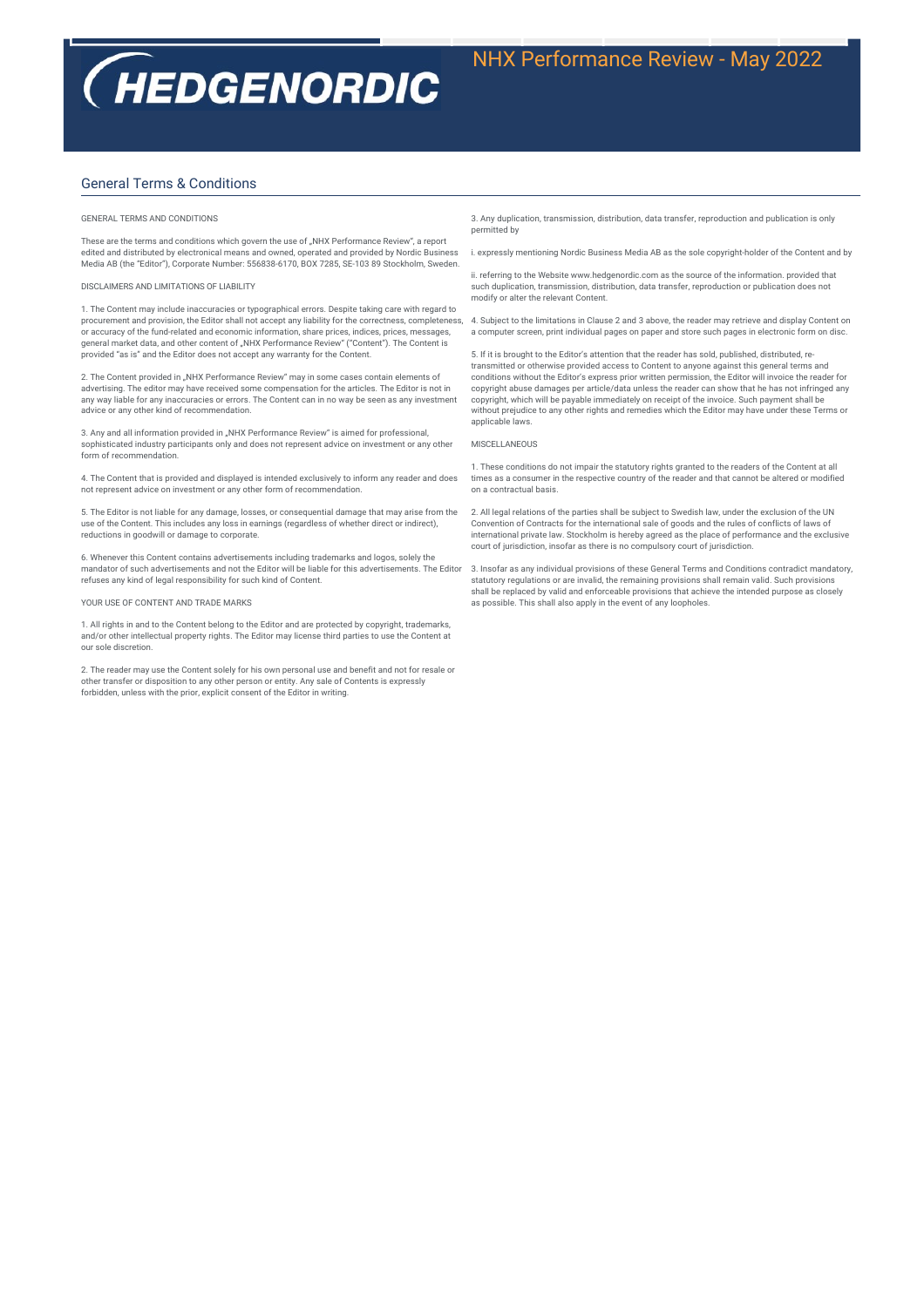## General Terms & Conditions

GENERAL TERMS AND CONDITIONS

These are the terms and conditions which govern the use of „NHX Performance Review", a report edited and distributed by electronical means and owned, operated and provided by Nordic Business Media AB (the "Editor"), Corporate Number: 556838-6170, BOX 7285, SE-103 89 Stockholm, Sweden.

DISCLAIMERS AND LIMITATIONS OF LIABILITY

1. The Content may include inaccuracies or typographical errors. Despite taking care with regard to procurement and provision, the Editor shall not accept any liability for the correctness, completeness, or accuracy of the fund-related and economic information, share prices, indices, prices, messages, general market data, and other content of „NHX Performance Review" ("Content"). The Content is provided "as is" and the Editor does not accept any warranty for the Content.

2. The Content provided in „NHX Performance Review" may in some cases contain elements of advertising. The editor may have received some compensation for the articles. The Editor is not in any way liable for any inaccuracies or errors. The Content can in no way be seen as any investment advice or any other kind of recommendation.

3. Any and all information provided in „NHX Performance Review" is aimed for professional, sophisticated industry participants only and does not represent advice on investment or any other form of recommendation.

4. The Content that is provided and displayed is intended exclusively to inform any reader and does not represent advice on investment or any other form of recommendation.

5. The Editor is not liable for any damage, losses, or consequential damage that may arise from the use of the Content. This includes any loss in earnings (regardless of whether direct or indirect), reductions in goodwill or damage to corporate.

6. Whenever this Content contains advertisements including trademarks and logos, solely the mandator of such advertisements and not the Editor will be liable for this advertisements. The Editor refuses any kind of legal responsibility for such kind of Content.

YOUR USE OF CONTENT AND TRADE MARKS

1. All rights in and to the Content belong to the Editor and are protected by copyright, trademarks, and/or other intellectual property rights. The Editor may license third parties to use the Content at our sole discretion.

2. The reader may use the Content solely for his own personal use and benefit and not for resale or other transfer or disposition to any other person or entity. Any sale of Contents is expressly forbidden, unless with the prior, explicit consent of the Editor in writing.

3. Any duplication, transmission, distribution, data transfer, reproduction and publication is only permitted by

i. expressly mentioning Nordic Business Media AB as the sole copyright-holder of the Content and by

ii. referring to the Website www.hedgenordic.com as the source of the information. provided that such duplication, transmission, distribution, data transfer, reproduction or publication does not modify or alter the relevant Content.

4. Subject to the limitations in Clause 2 and 3 above, the reader may retrieve and display Content on a computer screen, print individual pages on paper and store such pages in electronic form on disc.

5. If it is brought to the Editor's attention that the reader has sold, published, distributed, re-transmitted or otherwise provided access to Content to anyone against this general terms and conditions without the Editor's express prior written permission, the Editor will invoice the reader for copyright abuse damages per article/data unless the reader can show that he has not infringed any copyright, which will be payable immediately on receipt of the invoice. Such payment shall be without prejudice to any other rights and remedies which the Editor may have under these Terms or applicable laws.

MISCELLANEOUS

1. These conditions do not impair the statutory rights granted to the readers of the Content at all times as a consumer in the respective country of the reader and that cannot be altered or modified on a contractual basis.

2. All legal relations of the parties shall be subject to Swedish law, under the exclusion of the UN Convention of Contracts for the international sale of goods and the rules of conflicts of laws of international private law. Stockholm is hereby agreed as the place of performance and the exclusive court of jurisdiction, insofar as there is no compulsory court of jurisdiction.

3. Insofar as any individual provisions of these General Terms and Conditions contradict mandatory, statutory regulations or are invalid, the remaining provisions shall remain valid. Such provisions shall be replaced by valid and enforceable provisions that achieve the intended purpose as closely as possible. This shall also apply in the event of any loopholes.